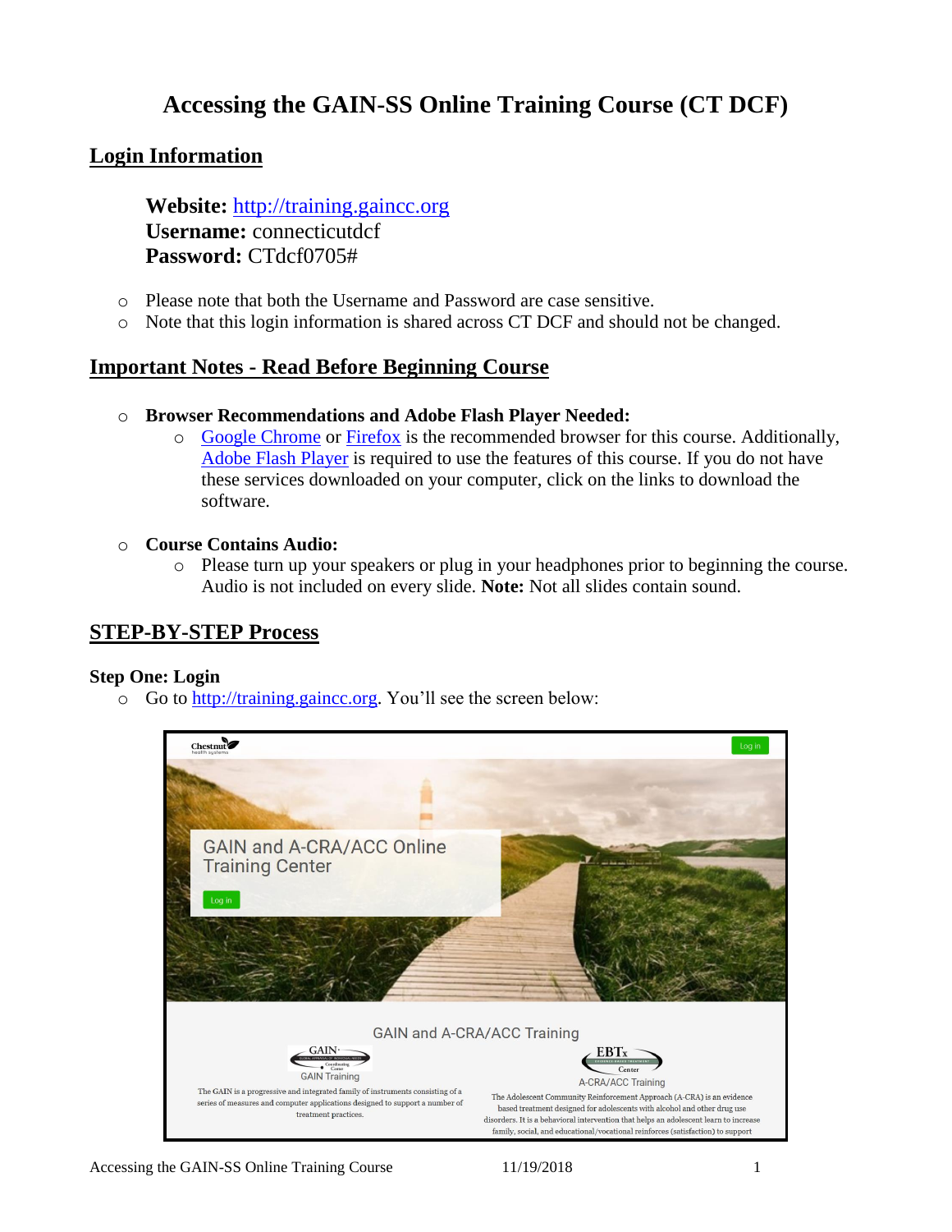# Accessing the GAIN-SS Online Training Course (CT DCF)

## Login Information

**Website:** http://training.gaincc.org
**Username:** connecticutdcf
**Password:** CTdcf0705#

- Please note that both the Username and Password are case sensitive.
- Note that this login information is shared across CT DCF and should not be changed.

## Important Notes - Read Before Beginning Course

- **Browser Recommendations and Adobe Flash Player Needed:**
  - Google Chrome or Firefox is the recommended browser for this course. Additionally, Adobe Flash Player is required to use the features of this course. If you do not have these services downloaded on your computer, click on the links to download the software.

- **Course Contains Audio:**
  - Please turn up your speakers or plug in your headphones prior to beginning the course. Audio is not included on every slide. **Note:** Not all slides contain sound.

## STEP-BY-STEP Process

### Step One: Login

- Go to http://training.gaincc.org. You'll see the screen below: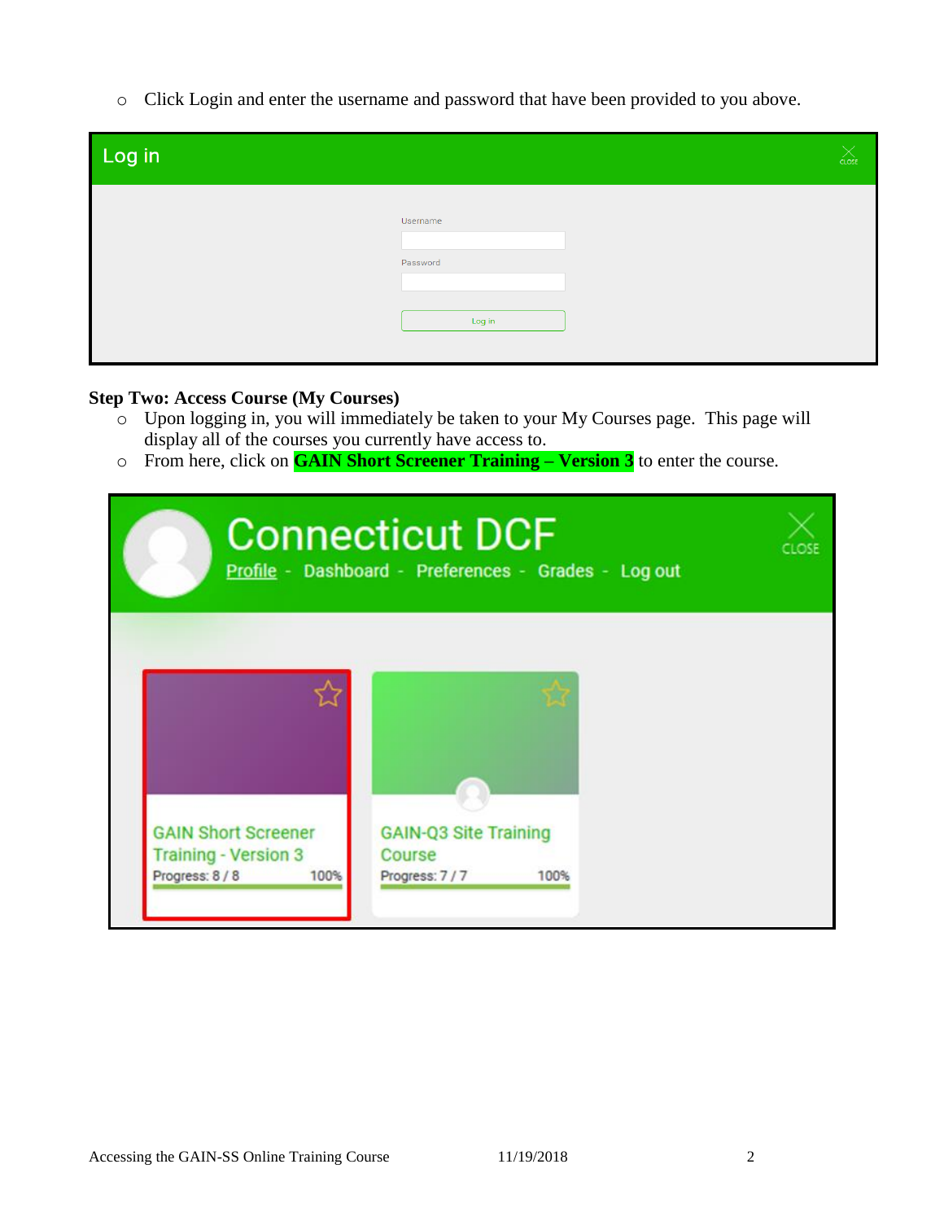- Click Login and enter the username and password that have been provided to you above.

**Step Two: Access Course (My Courses)**

- Upon logging in, you will immediately be taken to your My Courses page. This page will display all of the courses you currently have access to.
- From here, click on **GAIN Short Screener Training – Version 3** to enter the course.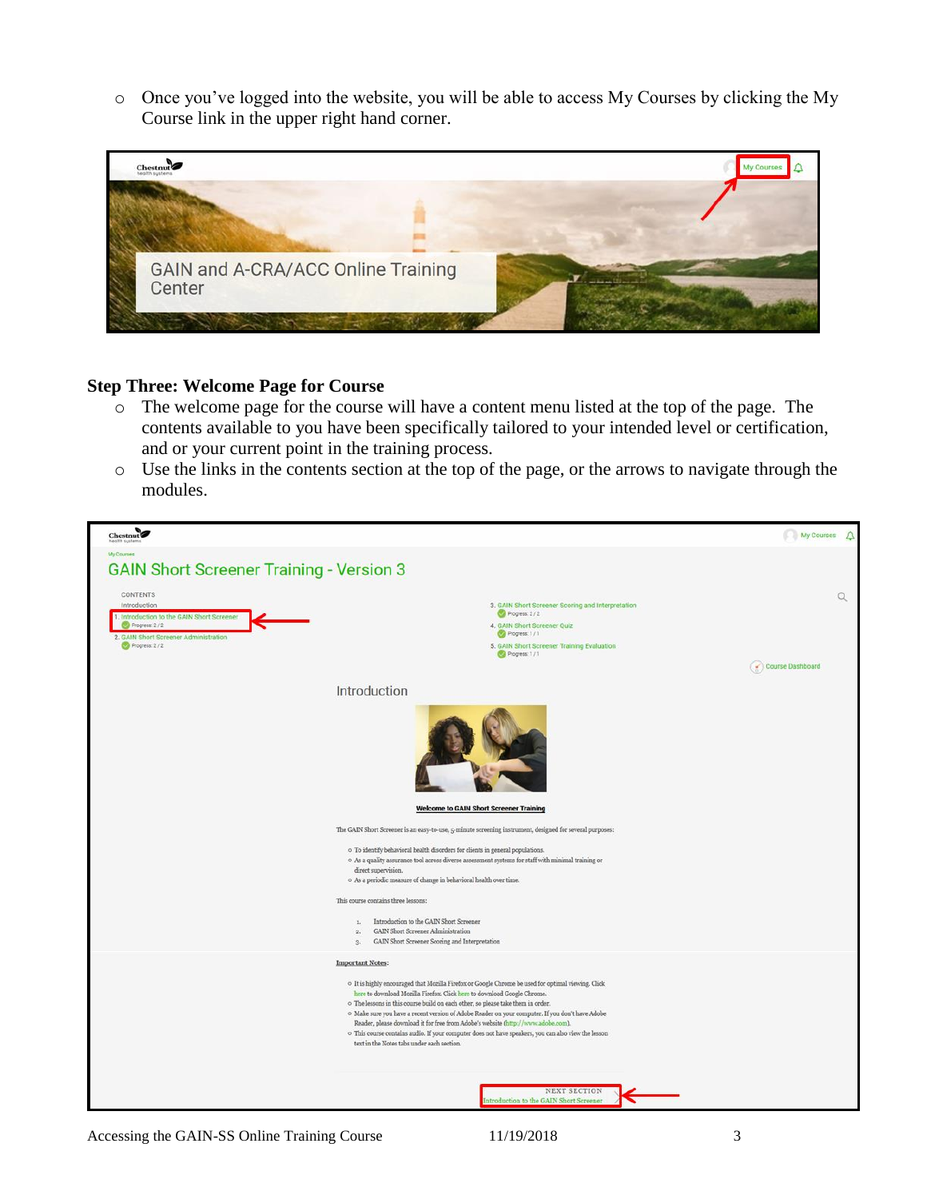- Once you've logged into the website, you will be able to access My Courses by clicking the My Course link in the upper right hand corner.

**Step Three: Welcome Page for Course**

- The welcome page for the course will have a content menu listed at the top of the page. The contents available to you have been specifically tailored to your intended level or certification, and or your current point in the training process.
- Use the links in the contents section at the top of the page, or the arrows to navigate through the modules.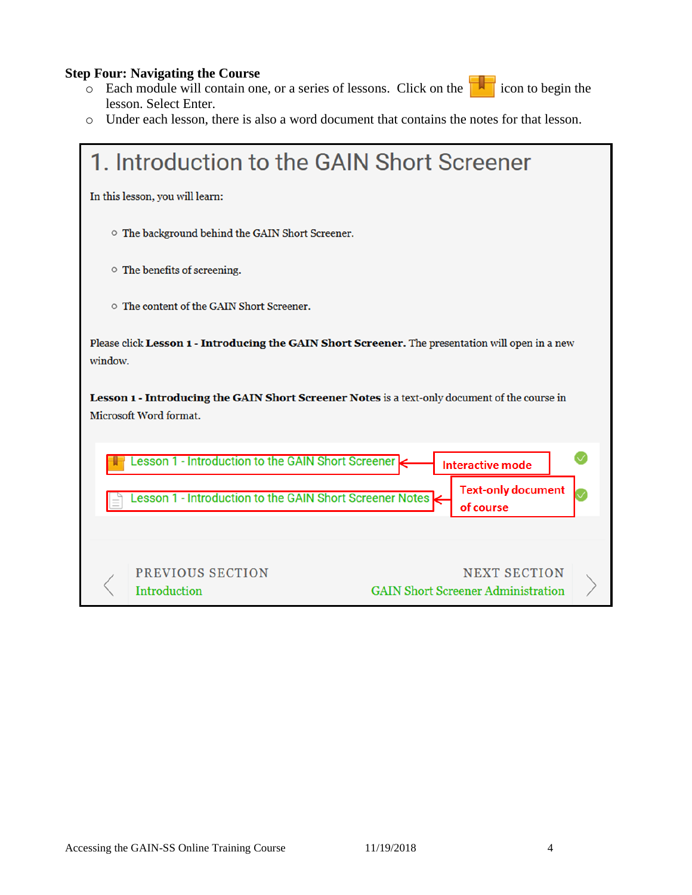**Step Four: Navigating the Course**

- Each module will contain one, or a series of lessons. Click on the icon to begin the lesson. Select Enter.
- Under each lesson, there is also a word document that contains the notes for that lesson.

# 1. Introduction to the GAIN Short Screener

In this lesson, you will learn:

- The background behind the GAIN Short Screener.
- The benefits of screening.
- The content of the GAIN Short Screener.

Please click **Lesson 1 - Introducing the GAIN Short Screener.** The presentation will open in a new window.

**Lesson 1 - Introducing the GAIN Short Screener Notes** is a text-only document of the course in Microsoft Word format.

Lesson 1 - Introduction to the GAIN Short Screener ← Interactive mode

Lesson 1 - Introduction to the GAIN Short Screener Notes ← Text-only document of course

PREVIOUS SECTION
Introduction

NEXT SECTION
GAIN Short Screener Administration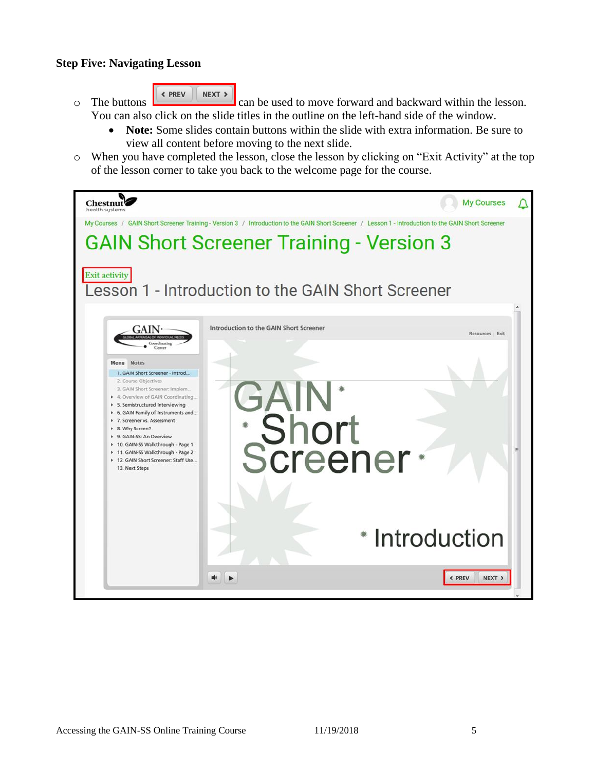### Step Five: Navigating Lesson

- The buttons ‹ PREV NEXT › can be used to move forward and backward within the lesson. You can also click on the slide titles in the outline on the left-hand side of the window.
  - **Note:** Some slides contain buttons within the slide with extra information. Be sure to view all content before moving to the next slide.
- When you have completed the lesson, close the lesson by clicking on "Exit Activity" at the top of the lesson corner to take you back to the welcome page for the course.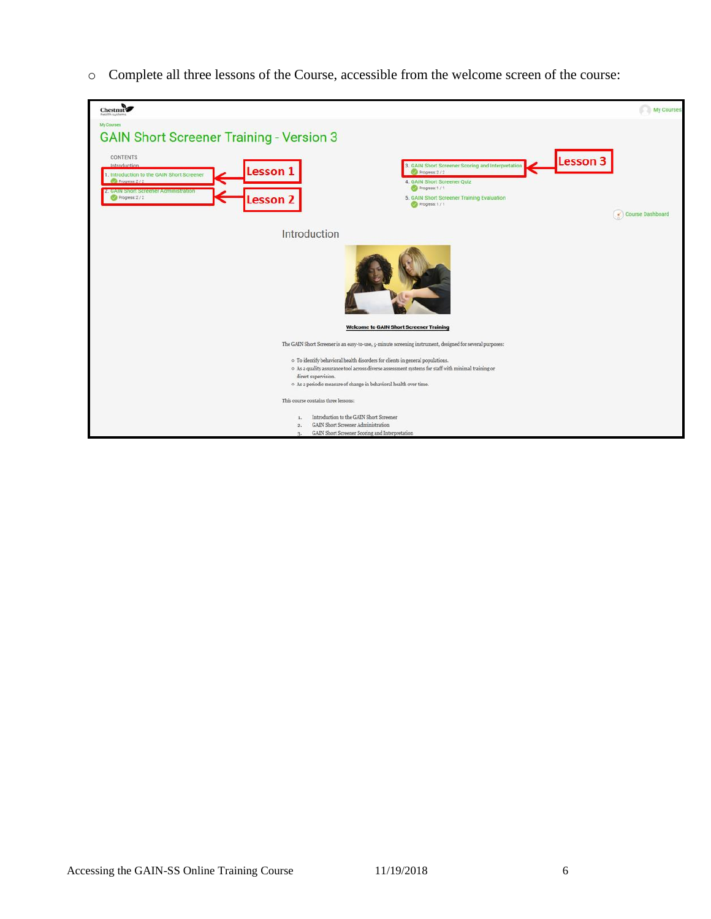- Complete all three lessons of the Course, accessible from the welcome screen of the course: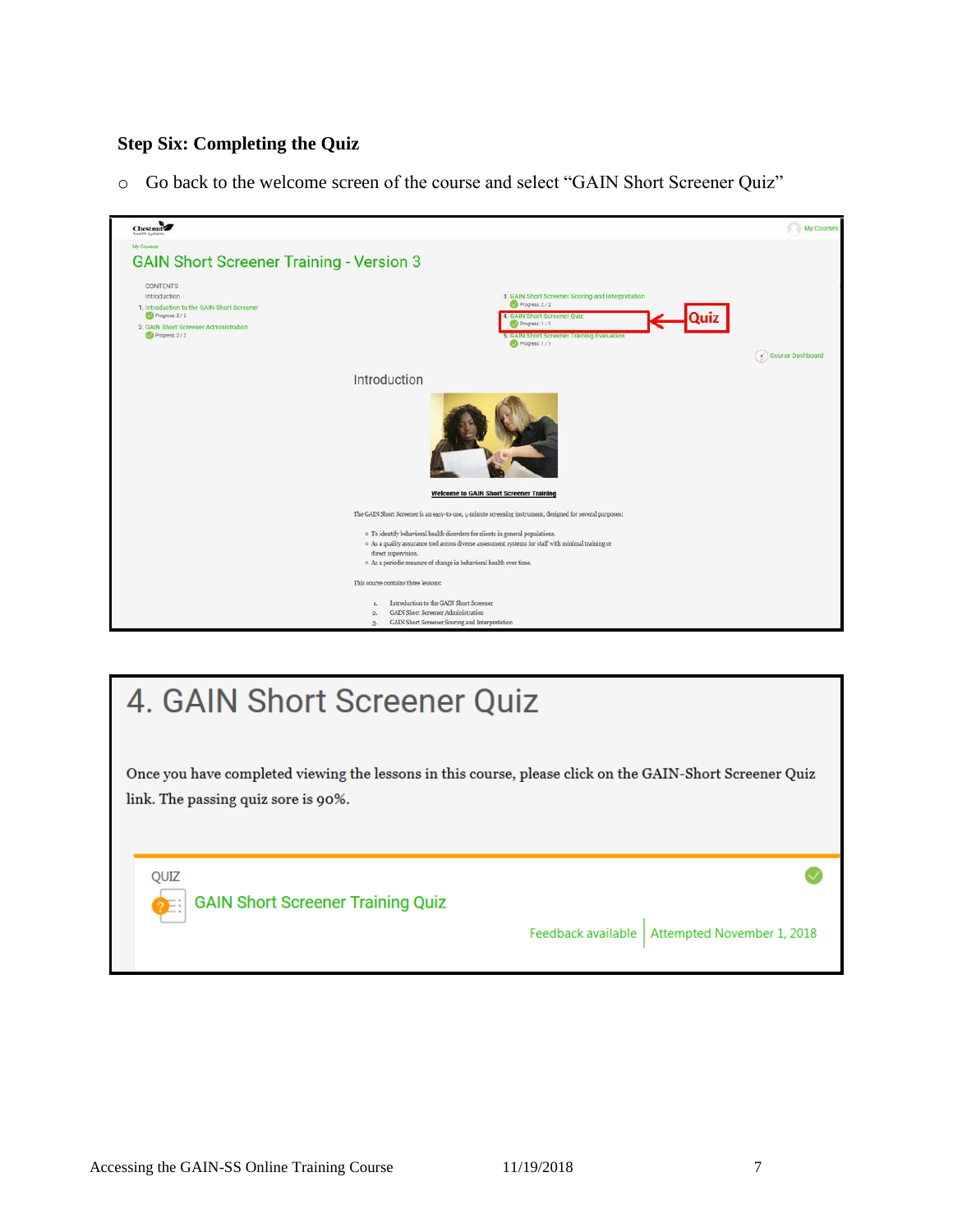**Step Six: Completing the Quiz**

- Go back to the welcome screen of the course and select "GAIN Short Screener Quiz"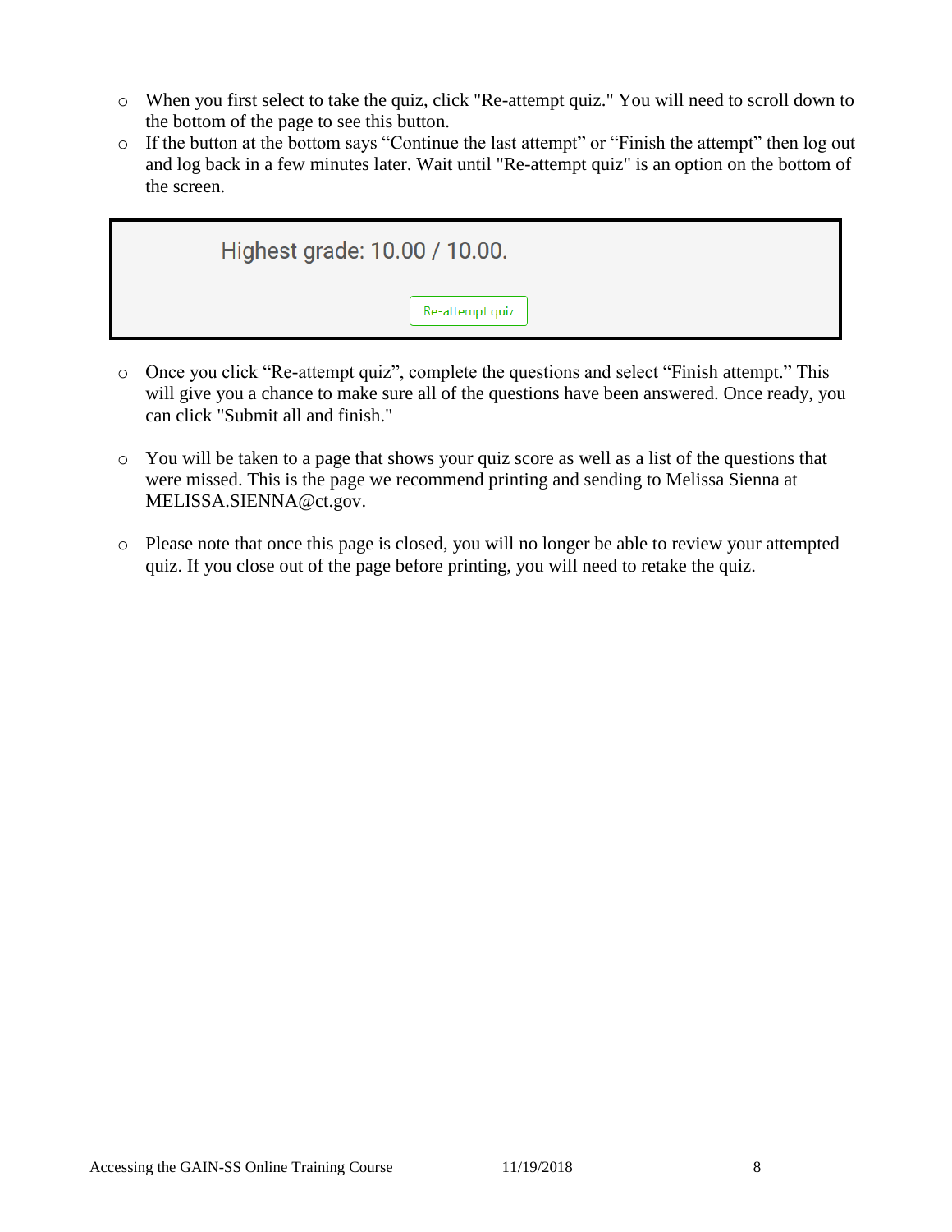- When you first select to take the quiz, click "Re-attempt quiz." You will need to scroll down to the bottom of the page to see this button.
- If the button at the bottom says "Continue the last attempt" or "Finish the attempt" then log out and log back in a few minutes later. Wait until "Re-attempt quiz" is an option on the bottom of the screen.

Highest grade: 10.00 / 10.00.

Re-attempt quiz

- Once you click "Re-attempt quiz", complete the questions and select "Finish attempt." This will give you a chance to make sure all of the questions have been answered. Once ready, you can click "Submit all and finish."

- You will be taken to a page that shows your quiz score as well as a list of the questions that were missed. This is the page we recommend printing and sending to Melissa Sienna at MELISSA.SIENNA@ct.gov.

- Please note that once this page is closed, you will no longer be able to review your attempted quiz. If you close out of the page before printing, you will need to retake the quiz.